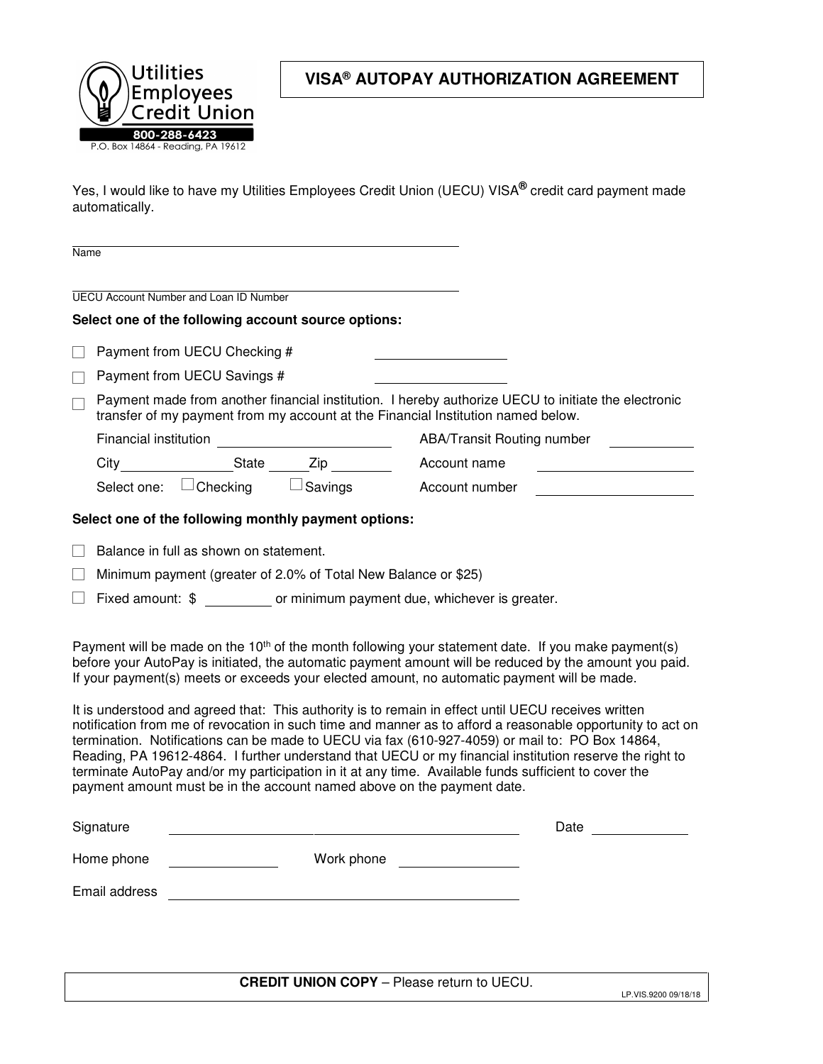Utilities Employees Credit Union
800-288-6423
P.O. Box 14864 - Reading, PA 19612

# VISA® AUTOPAY AUTHORIZATION AGREEMENT

Yes, I would like to have my Utilities Employees Credit Union (UECU) VISA® credit card payment made automatically.

______________________________
Name

______________________________
UECU Account Number and Loan ID Number

**Select one of the following account source options:**

- ☐ Payment from UECU Checking # ____________
- ☐ Payment from UECU Savings # ____________
- ☐ Payment made from another financial institution. I hereby authorize UECU to initiate the electronic transfer of my payment from my account at the Financial Institution named below.

  Financial institution ____________ ABA/Transit Routing number ____________

  City ____________ State ______ Zip ________ Account name ____________

  Select one: ☐ Checking ☐ Savings Account number ____________

**Select one of the following monthly payment options:**

- ☐ Balance in full as shown on statement.
- ☐ Minimum payment (greater of 2.0% of Total New Balance or $25)
- ☐ Fixed amount: $ ________ or minimum payment due, whichever is greater.

Payment will be made on the 10th of the month following your statement date. If you make payment(s) before your AutoPay is initiated, the automatic payment amount will be reduced by the amount you paid. If your payment(s) meets or exceeds your elected amount, no automatic payment will be made.

It is understood and agreed that: This authority is to remain in effect until UECU receives written notification from me of revocation in such time and manner as to afford a reasonable opportunity to act on termination. Notifications can be made to UECU via fax (610-927-4059) or mail to: PO Box 14864, Reading, PA 19612-4864. I further understand that UECU or my financial institution reserve the right to terminate AutoPay and/or my participation in it at any time. Available funds sufficient to cover the payment amount must be in the account named above on the payment date.

Signature ______________________________ Date ____________

Home phone ____________ Work phone ____________

Email address ______________________________

**CREDIT UNION COPY** – Please return to UECU.

LP.VIS.9200 09/18/18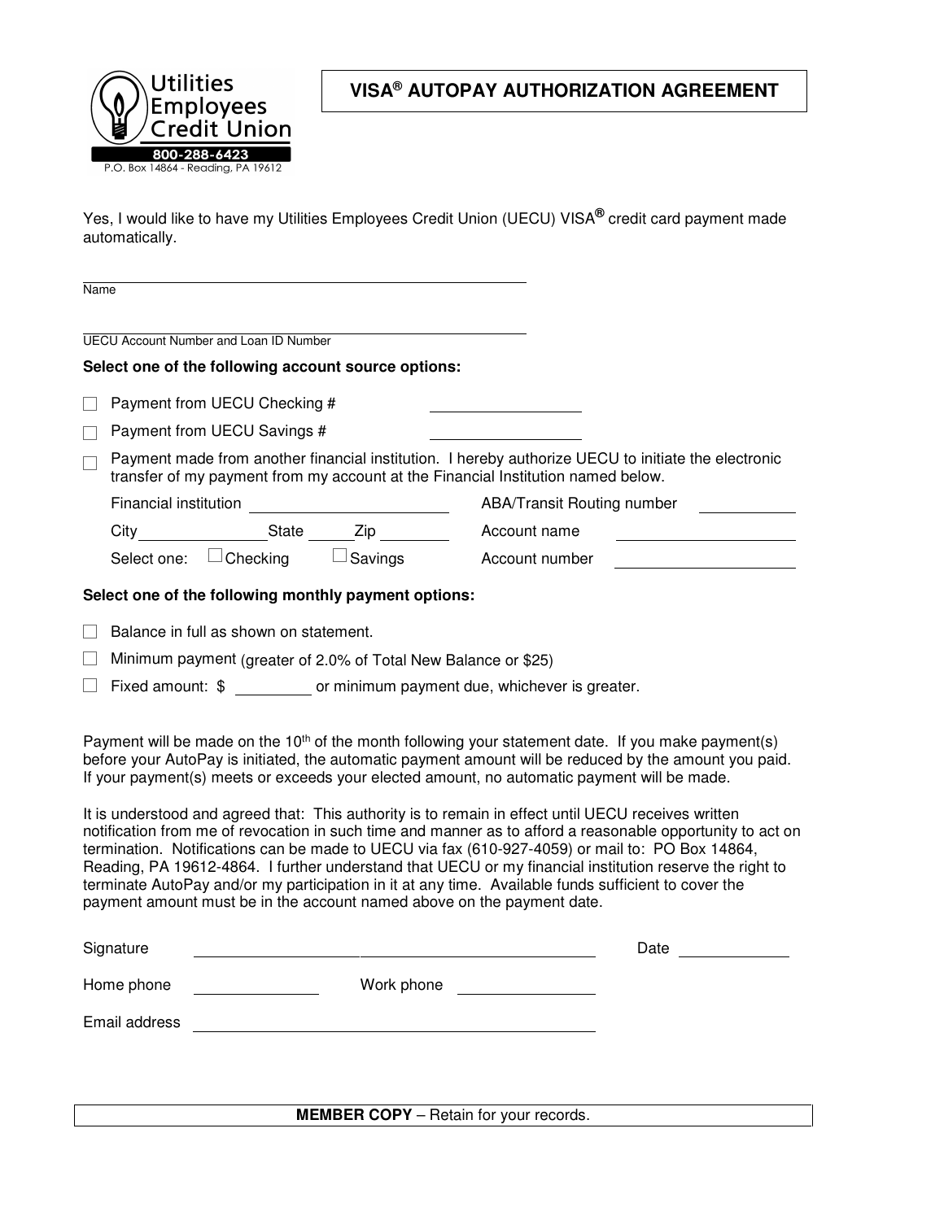Utilities Employees Credit Union
800-288-6423
P.O. Box 14864 - Reading, PA 19612

# VISA® AUTOPAY AUTHORIZATION AGREEMENT

Yes, I would like to have my Utilities Employees Credit Union (UECU) VISA® credit card payment made automatically.

______________________________
Name

______________________________
UECU Account Number and Loan ID Number

**Select one of the following account source options:**

- ☐ Payment from UECU Checking # ______________
- ☐ Payment from UECU Savings # ______________
- ☐ Payment made from another financial institution. I hereby authorize UECU to initiate the electronic transfer of my payment from my account at the Financial Institution named below.

  Financial institution ______________ ABA/Transit Routing number ______________

  City ______________ State ______ Zip ______ Account name ______________

  Select one: ☐ Checking ☐ Savings Account number ______________

**Select one of the following monthly payment options:**

- ☐ Balance in full as shown on statement.
- ☐ Minimum payment (greater of 2.0% of Total New Balance or $25)
- ☐ Fixed amount: $ ________ or minimum payment due, whichever is greater.

Payment will be made on the 10th of the month following your statement date. If you make payment(s) before your AutoPay is initiated, the automatic payment amount will be reduced by the amount you paid. If your payment(s) meets or exceeds your elected amount, no automatic payment will be made.

It is understood and agreed that: This authority is to remain in effect until UECU receives written notification from me of revocation in such time and manner as to afford a reasonable opportunity to act on termination. Notifications can be made to UECU via fax (610-927-4059) or mail to: PO Box 14864, Reading, PA 19612-4864. I further understand that UECU or my financial institution reserve the right to terminate AutoPay and/or my participation in it at any time. Available funds sufficient to cover the payment amount must be in the account named above on the payment date.

Signature ______________________________ Date ______________

Home phone ______________ Work phone ______________

Email address ______________________________

**MEMBER COPY** – Retain for your records.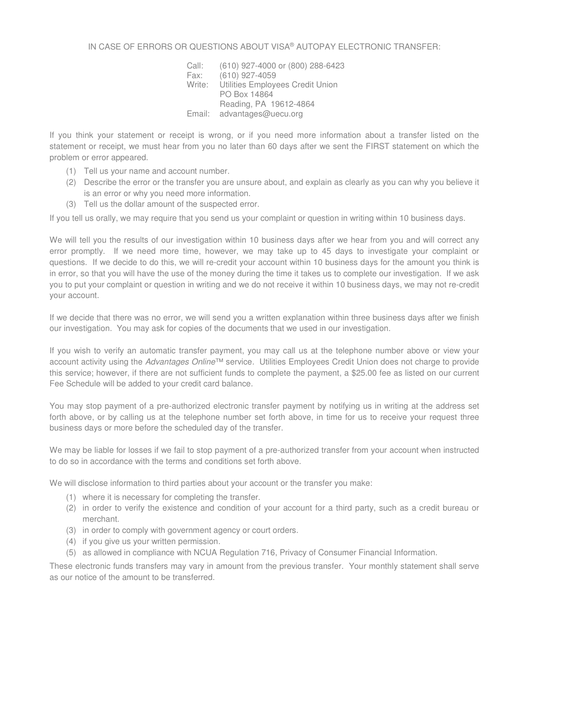IN CASE OF ERRORS OR QUESTIONS ABOUT VISA® AUTOPAY ELECTRONIC TRANSFER:

| | |
|---|---|
| Call: | (610) 927-4000 or (800) 288-6423 |
| Fax: | (610) 927-4059 |
| Write: | Utilities Employees Credit Union<br>PO Box 14864<br>Reading, PA 19612-4864 |
| Email: | advantages@uecu.org |

If you think your statement or receipt is wrong, or if you need more information about a transfer listed on the statement or receipt, we must hear from you no later than 60 days after we sent the FIRST statement on which the problem or error appeared.

1. Tell us your name and account number.
2. Describe the error or the transfer you are unsure about, and explain as clearly as you can why you believe it is an error or why you need more information.
3. Tell us the dollar amount of the suspected error.

If you tell us orally, we may require that you send us your complaint or question in writing within 10 business days.

We will tell you the results of our investigation within 10 business days after we hear from you and will correct any error promptly. If we need more time, however, we may take up to 45 days to investigate your complaint or questions. If we decide to do this, we will re-credit your account within 10 business days for the amount you think is in error, so that you will have the use of the money during the time it takes us to complete our investigation. If we ask you to put your complaint or question in writing and we do not receive it within 10 business days, we may not re-credit your account.

If we decide that there was no error, we will send you a written explanation within three business days after we finish our investigation. You may ask for copies of the documents that we used in our investigation.

If you wish to verify an automatic transfer payment, you may call us at the telephone number above or view your account activity using the *Advantages Online*™ service. Utilities Employees Credit Union does not charge to provide this service; however, if there are not sufficient funds to complete the payment, a $25.00 fee as listed on our current Fee Schedule will be added to your credit card balance.

You may stop payment of a pre-authorized electronic transfer payment by notifying us in writing at the address set forth above, or by calling us at the telephone number set forth above, in time for us to receive your request three business days or more before the scheduled day of the transfer.

We may be liable for losses if we fail to stop payment of a pre-authorized transfer from your account when instructed to do so in accordance with the terms and conditions set forth above.

We will disclose information to third parties about your account or the transfer you make:

1. where it is necessary for completing the transfer.
2. in order to verify the existence and condition of your account for a third party, such as a credit bureau or merchant.
3. in order to comply with government agency or court orders.
4. if you give us your written permission.
5. as allowed in compliance with NCUA Regulation 716, Privacy of Consumer Financial Information.

These electronic funds transfers may vary in amount from the previous transfer. Your monthly statement shall serve as our notice of the amount to be transferred.